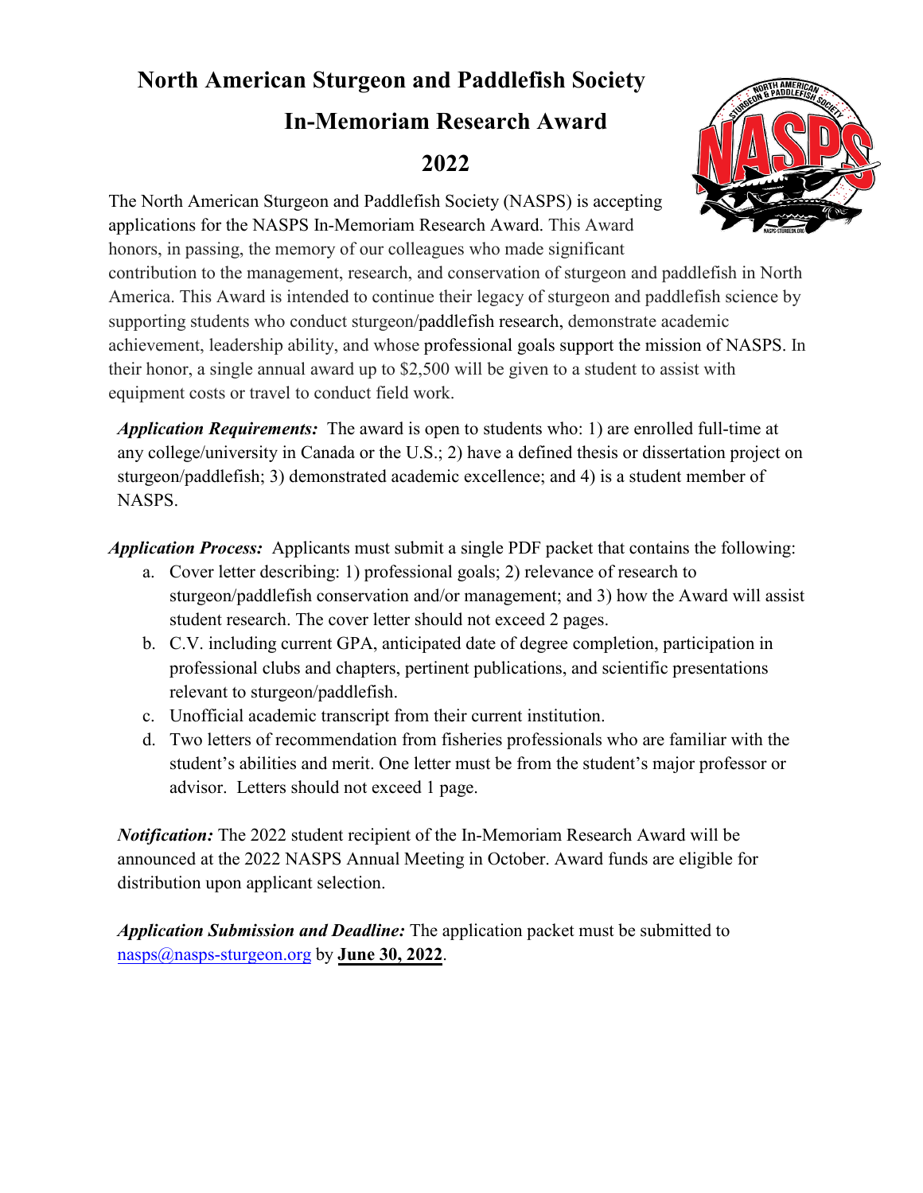# North American Sturgeon and Paddlefish Society

# In-Memoriam Research Award

# 2022

The North American Sturgeon and Paddlefish Society (NASPS) is accepting applications for the NASPS In-Memoriam Research Award. This Award honors, in passing, the memory of our colleagues who made significant contribution to the management, research, and conservation of sturgeon and paddlefish in North America. This Award is intended to continue their legacy of sturgeon and paddlefish science by supporting students who conduct sturgeon/paddlefish research, demonstrate academic achievement, leadership ability, and whose professional goals support the mission of NASPS. In their honor, a single annual award up to $2,500 will be given to a student to assist with equipment costs or travel to conduct field work.

***Application Requirements:*** The award is open to students who: 1) are enrolled full-time at any college/university in Canada or the U.S.; 2) have a defined thesis or dissertation project on sturgeon/paddlefish; 3) demonstrated academic excellence; and 4) is a student member of NASPS.

***Application Process:*** Applicants must submit a single PDF packet that contains the following:

a. Cover letter describing: 1) professional goals; 2) relevance of research to sturgeon/paddlefish conservation and/or management; and 3) how the Award will assist student research. The cover letter should not exceed 2 pages.
b. C.V. including current GPA, anticipated date of degree completion, participation in professional clubs and chapters, pertinent publications, and scientific presentations relevant to sturgeon/paddlefish.
c. Unofficial academic transcript from their current institution.
d. Two letters of recommendation from fisheries professionals who are familiar with the student's abilities and merit. One letter must be from the student's major professor or advisor. Letters should not exceed 1 page.

***Notification:*** The 2022 student recipient of the In-Memoriam Research Award will be announced at the 2022 NASPS Annual Meeting in October. Award funds are eligible for distribution upon applicant selection.

***Application Submission and Deadline:*** The application packet must be submitted to nasps@nasps-sturgeon.org by **June 30, 2022**.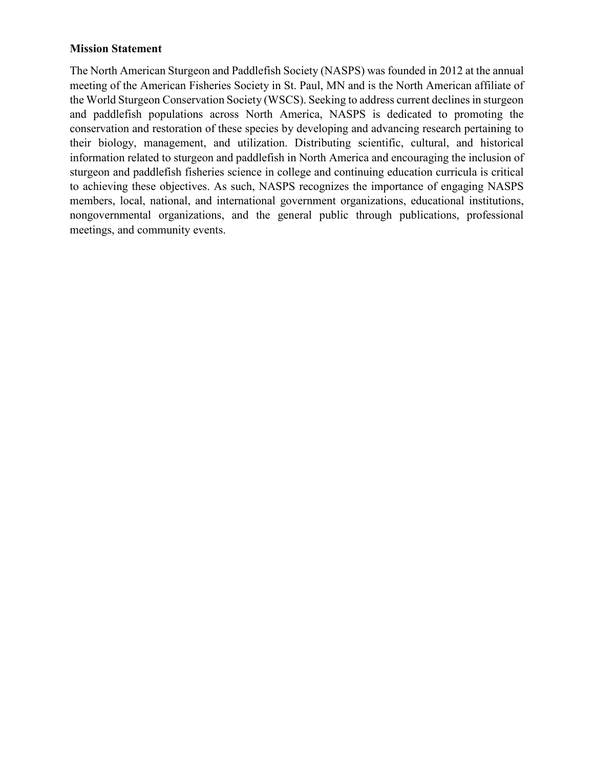**Mission Statement**

The North American Sturgeon and Paddlefish Society (NASPS) was founded in 2012 at the annual meeting of the American Fisheries Society in St. Paul, MN and is the North American affiliate of the World Sturgeon Conservation Society (WSCS). Seeking to address current declines in sturgeon and paddlefish populations across North America, NASPS is dedicated to promoting the conservation and restoration of these species by developing and advancing research pertaining to their biology, management, and utilization. Distributing scientific, cultural, and historical information related to sturgeon and paddlefish in North America and encouraging the inclusion of sturgeon and paddlefish fisheries science in college and continuing education curricula is critical to achieving these objectives. As such, NASPS recognizes the importance of engaging NASPS members, local, national, and international government organizations, educational institutions, nongovernmental organizations, and the general public through publications, professional meetings, and community events.